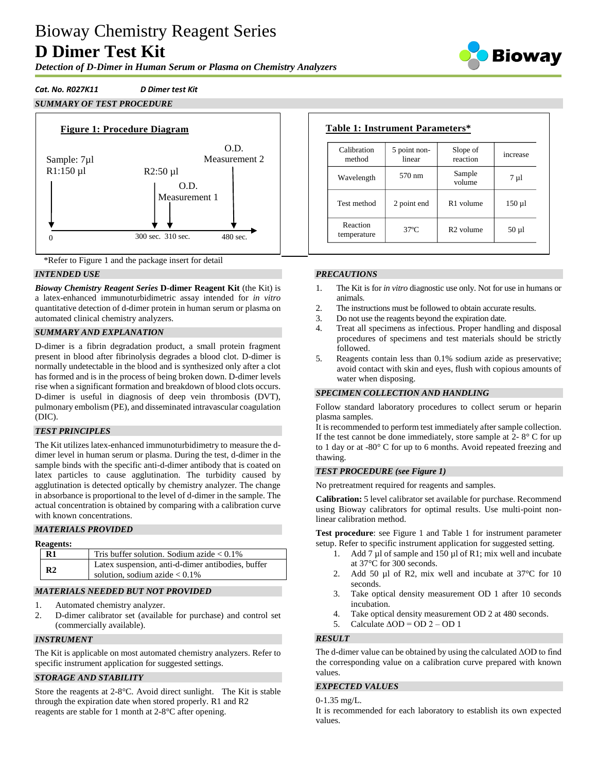# Bioway Chemistry Reagent Series

# D Dimer Test Kit

*Detection of D-Dimer in Human Serum or Plasma on Chemistry Analyzers*

***Cat. No. R027K11*** ***D Dimer test Kit***

## *SUMMARY OF TEST PROCEDURE*

**Figure 1: Procedure Diagram**

Sample: 7µl
R1:150 µl

R2:50 µl

O.D. Measurement 1

O.D. Measurement 2

0 — 300 sec. 310 sec. — 480 sec.

\*Refer to Figure 1 and the package insert for detail

**Table 1: Instrument Parameters\***

| Calibration method | 5 point non-linear | Slope of reaction | increase |
|---|---|---|---|
| Wavelength | 570 nm | Sample volume | 7 µl |
| Test method | 2 point end | R1 volume | 150 µl |
| Reaction temperature | 37ºC | R2 volume | 50 µl |

## *INTENDED USE*

***Bioway Chemistry Reagent Series*** **D-dimer Reagent Kit** (the Kit) is a latex-enhanced immunoturbidimetric assay intended for *in vitro* quantitative detection of d-dimer protein in human serum or plasma on automated clinical chemistry analyzers.

## *SUMMARY AND EXPLANATION*

D-dimer is a fibrin degradation product, a small protein fragment present in blood after fibrinolysis degrades a blood clot. D-dimer is normally undetectable in the blood and is synthesized only after a clot has formed and is in the process of being broken down. D-dimer levels rise when a significant formation and breakdown of blood clots occurs. D-dimer is useful in diagnosis of deep vein thrombosis (DVT), pulmonary embolism (PE), and disseminated intravascular coagulation (DIC).

## *TEST PRINCIPLES*

The Kit utilizes latex-enhanced immunoturbidimetry to measure the d-dimer level in human serum or plasma. During the test, d-dimer in the sample binds with the specific anti-d-dimer antibody that is coated on latex particles to cause agglutination. The turbidity caused by agglutination is detected optically by chemistry analyzer. The change in absorbance is proportional to the level of d-dimer in the sample. The actual concentration is obtained by comparing with a calibration curve with known concentrations.

## *MATERIALS PROVIDED*

**Reagents:**

| | |
|---|---|
| **R1** | Tris buffer solution. Sodium azide < 0.1% |
| **R2** | Latex suspension, anti-d-dimer antibodies, buffer solution, sodium azide < 0.1% |

## *MATERIALS NEEDED BUT NOT PROVIDED*

1. Automated chemistry analyzer.
2. D-dimer calibrator set (available for purchase) and control set (commercially available).

## *INSTRUMENT*

The Kit is applicable on most automated chemistry analyzers. Refer to specific instrument application for suggested settings.

## *STORAGE AND STABILITY*

Store the reagents at 2-8°C. Avoid direct sunlight. The Kit is stable through the expiration date when stored properly. R1 and R2 reagents are stable for 1 month at 2-8°C after opening.

## *PRECAUTIONS*

1. The Kit is for *in vitro* diagnostic use only. Not for use in humans or animals.
2. The instructions must be followed to obtain accurate results.
3. Do not use the reagents beyond the expiration date.
4. Treat all specimens as infectious. Proper handling and disposal procedures of specimens and test materials should be strictly followed.
5. Reagents contain less than 0.1% sodium azide as preservative; avoid contact with skin and eyes, flush with copious amounts of water when disposing.

## *SPECIMEN COLLECTION AND HANDLING*

Follow standard laboratory procedures to collect serum or heparin plasma samples.

It is recommended to perform test immediately after sample collection. If the test cannot be done immediately, store sample at 2- 8° C for up to 1 day or at -80° C for up to 6 months. Avoid repeated freezing and thawing.

## *TEST PROCEDURE (see Figure 1)*

No pretreatment required for reagents and samples.

**Calibration:** 5 level calibrator set available for purchase. Recommend using Bioway calibrators for optimal results. Use multi-point non-linear calibration method.

**Test procedure**: see Figure 1 and Table 1 for instrument parameter setup. Refer to specific instrument application for suggested setting.

1. Add 7 µl of sample and 150 µl of R1; mix well and incubate at 37°C for 300 seconds.
2. Add 50 µl of R2, mix well and incubate at 37°C for 10 seconds.
3. Take optical density measurement OD 1 after 10 seconds incubation.
4. Take optical density measurement OD 2 at 480 seconds.
5. Calculate ΔOD = OD 2 – OD 1

## *RESULT*

The d-dimer value can be obtained by using the calculated ΔOD to find the corresponding value on a calibration curve prepared with known values.

## *EXPECTED VALUES*

0-1.35 mg/L.

It is recommended for each laboratory to establish its own expected values.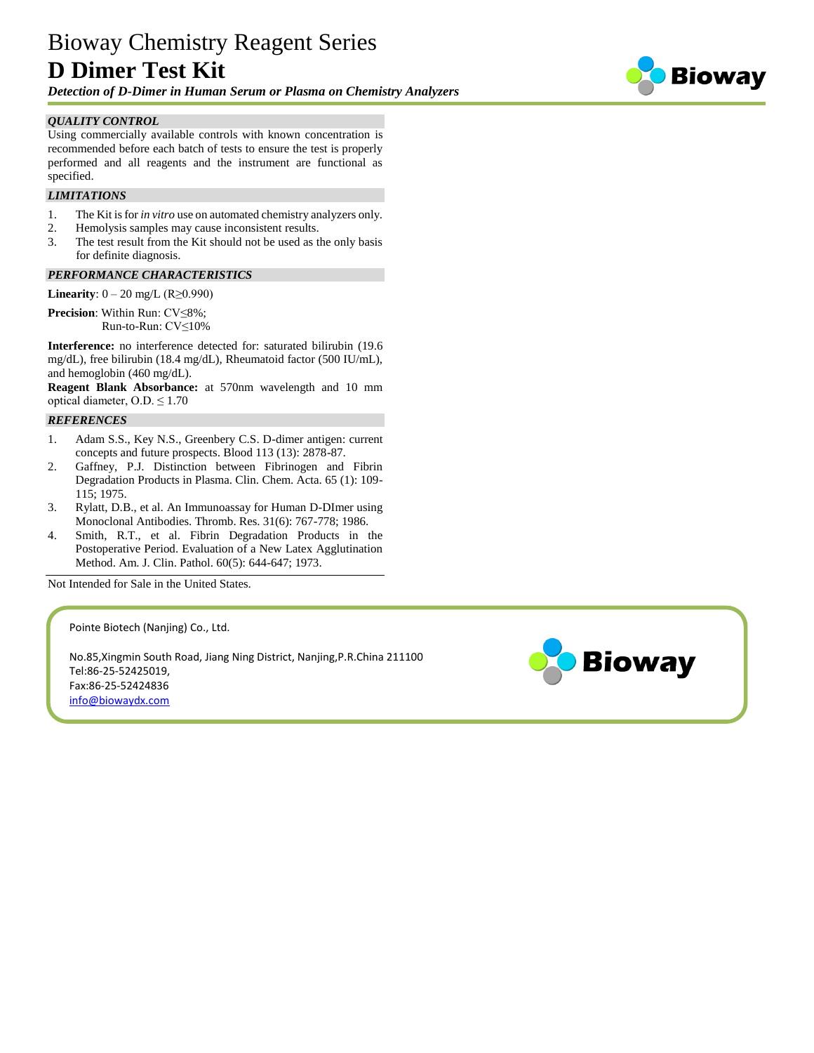## QUALITY CONTROL

Using commercially available controls with known concentration is recommended before each batch of tests to ensure the test is properly performed and all reagents and the instrument are functional as specified.

## LIMITATIONS

1. The Kit is for *in vitro* use on automated chemistry analyzers only.
2. Hemolysis samples may cause inconsistent results.
3. The test result from the Kit should not be used as the only basis for definite diagnosis.

## PERFORMANCE CHARACTERISTICS

**Linearity**: 0 – 20 mg/L ($R \geq 0.990$)

**Precision**: Within Run: CV≤8%;
Run-to-Run: CV≤10%

**Interference:** no interference detected for: saturated bilirubin (19.6 mg/dL), free bilirubin (18.4 mg/dL), Rheumatoid factor (500 IU/mL), and hemoglobin (460 mg/dL).

**Reagent Blank Absorbance:** at 570nm wavelength and 10 mm optical diameter, O.D. ≤ 1.70

## REFERENCES

1. Adam S.S., Key N.S., Greenbery C.S. D-dimer antigen: current concepts and future prospects. Blood 113 (13): 2878-87.
2. Gaffney, P.J. Distinction between Fibrinogen and Fibrin Degradation Products in Plasma. Clin. Chem. Acta. 65 (1): 109-115; 1975.
3. Rylatt, D.B., et al. An Immunoassay for Human D-DImer using Monoclonal Antibodies. Thromb. Res. 31(6): 767-778; 1986.
4. Smith, R.T., et al. Fibrin Degradation Products in the Postoperative Period. Evaluation of a New Latex Agglutination Method. Am. J. Clin. Pathol. 60(5): 644-647; 1973.

Not Intended for Sale in the United States.

Pointe Biotech (Nanjing) Co., Ltd.

No.85,Xingmin South Road, Jiang Ning District, Nanjing,P.R.China 211100
Tel:86-25-52425019,
Fax:86-25-52424836
info@biowaydx.com